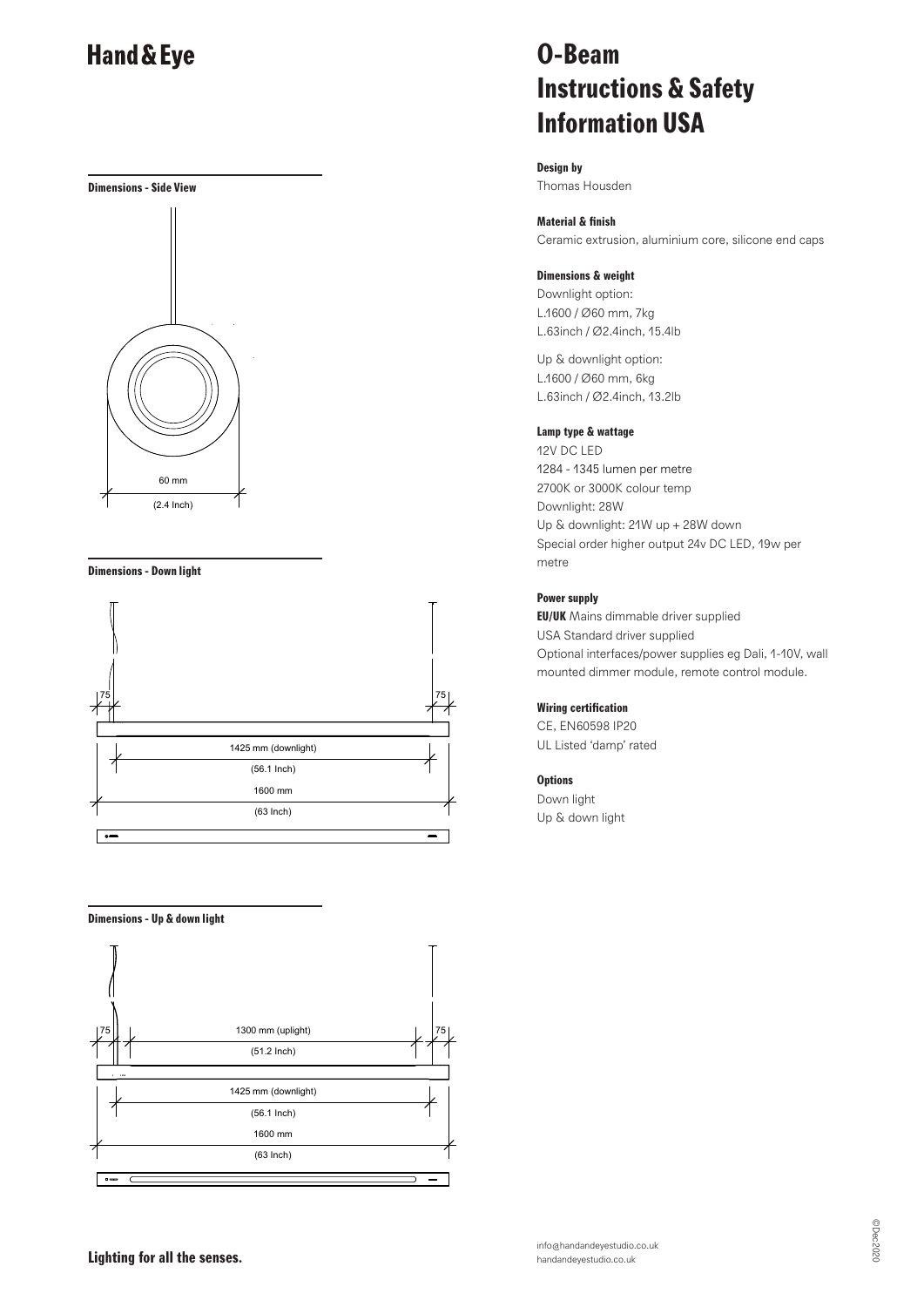# Hand & Eye

# O-Beam Instructions & Safety Information USA

**Design by**
Thomas Housden

**Material & finish**
Ceramic extrusion, aluminium core, silicone end caps

**Dimensions & weight**
Downlight option:
L.1600 / Ø60 mm, 7kg
L.63inch / Ø2.4inch, 15.4lb

Up & downlight option:
L.1600 / Ø60 mm, 6kg
L.63inch / Ø2.4inch, 13.2lb

**Lamp type & wattage**
12V DC LED
1284 - 1345 lumen per metre
2700K or 3000K colour temp
Downlight: 28W
Up & downlight: 21W up + 28W down
Special order higher output 24v DC LED, 19w per metre

**Power supply**
**EU/UK** Mains dimmable driver supplied
USA Standard driver supplied
Optional interfaces/power supplies eg Dali, 1-10V, wall mounted dimmer module, remote control module.

**Wiring certification**
CE, EN60598 IP20
UL Listed 'damp' rated

**Options**
Down light
Up & down light

**Dimensions - Side View**

60 mm
(2.4 Inch)

**Dimensions - Down light**

75 | 75
1425 mm (downlight)
(56.1 Inch)
1600 mm
(63 Inch)

**Dimensions - Up & down light**

75 | 75
1300 mm (uplight)
(51.2 Inch)
1425 mm (downlight)
(56.1 Inch)
1600 mm
(63 Inch)

**Lighting for all the senses.**

info@handandeyestudio.co.uk
handandeyestudio.co.uk

©Dec2020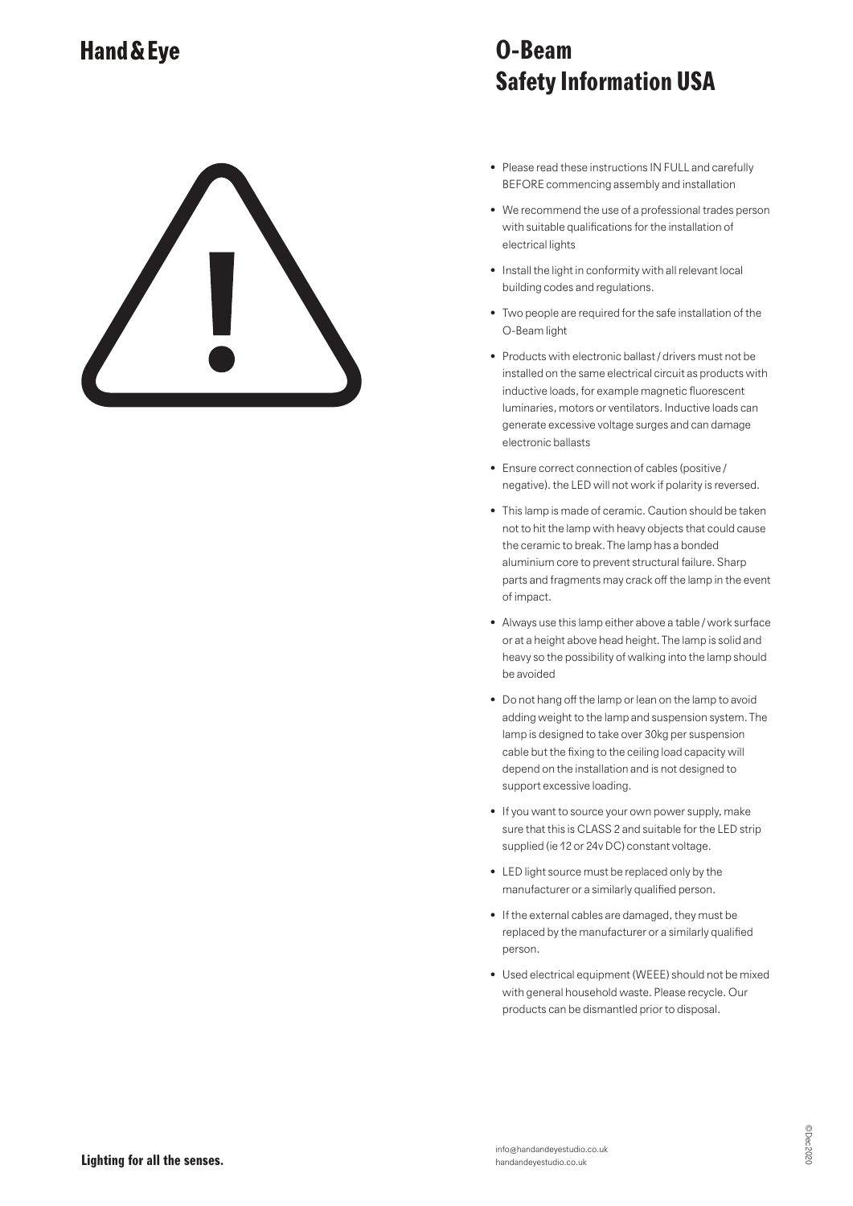# O-Beam
# Safety Information USA

- Please read these instructions IN FULL and carefully BEFORE commencing assembly and installation
- We recommend the use of a professional trades person with suitable qualifications for the installation of electrical lights
- Install the light in conformity with all relevant local building codes and regulations.
- Two people are required for the safe installation of the O-Beam light
- Products with electronic ballast / drivers must not be installed on the same electrical circuit as products with inductive loads, for example magnetic fluorescent luminaries, motors or ventilators. Inductive loads can generate excessive voltage surges and can damage electronic ballasts
- Ensure correct connection of cables (positive / negative). the LED will not work if polarity is reversed.
- This lamp is made of ceramic. Caution should be taken not to hit the lamp with heavy objects that could cause the ceramic to break. The lamp has a bonded aluminium core to prevent structural failure. Sharp parts and fragments may crack off the lamp in the event of impact.
- Always use this lamp either above a table / work surface or at a height above head height. The lamp is solid and heavy so the possibility of walking into the lamp should be avoided
- Do not hang off the lamp or lean on the lamp to avoid adding weight to the lamp and suspension system. The lamp is designed to take over 30kg per suspension cable but the fixing to the ceiling load capacity will depend on the installation and is not designed to support excessive loading.
- If you want to source your own power supply, make sure that this is CLASS 2 and suitable for the LED strip supplied (ie 12 or 24v DC) constant voltage.
- LED light source must be replaced only by the manufacturer or a similarly qualified person.
- If the external cables are damaged, they must be replaced by the manufacturer or a similarly qualified person.
- Used electrical equipment (WEEE) should not be mixed with general household waste. Please recycle. Our products can be dismantled prior to disposal.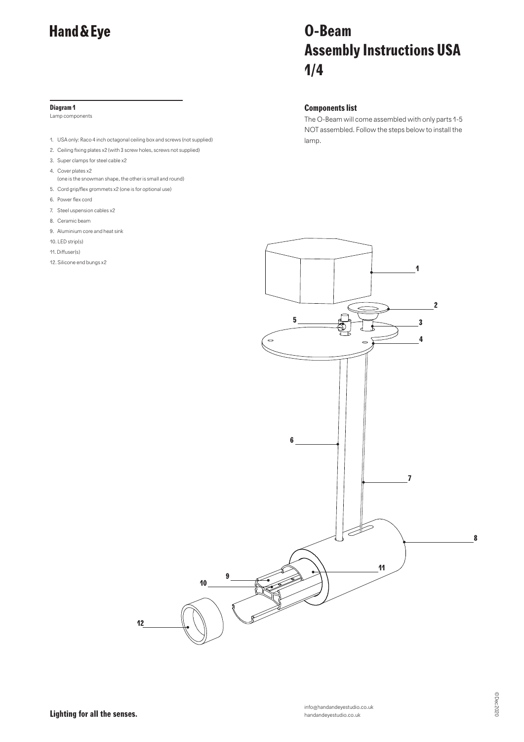# Hand & Eye

# O-Beam Assembly Instructions USA 1/4

**Diagram 1**

Lamp components

1. USA only: Raco 4 inch octagonal ceiling box and screws (not supplied)
2. Ceiling fixing plates x2 (with 3 screw holes, screws not supplied)
3. Super clamps for steel cable x2
4. Cover plates x2 (one is the snowman shape, the other is small and round)
5. Cord grip/flex grommets x2 (one is for optional use)
6. Power flex cord
7. Steel uspension cables x2
8. Ceramic beam
9. Aluminium core and heat sink
10. LED strip(s)
11. Diffuser(s)
12. Silicone end bungs x2

### Components list

The O-Beam will come assembled with only parts 1-5 NOT assembled. Follow the steps below to install the lamp.

**Lighting for all the senses.**

info@handandeyestudio.co.uk
handandeyestudio.co.uk

© Dec 2020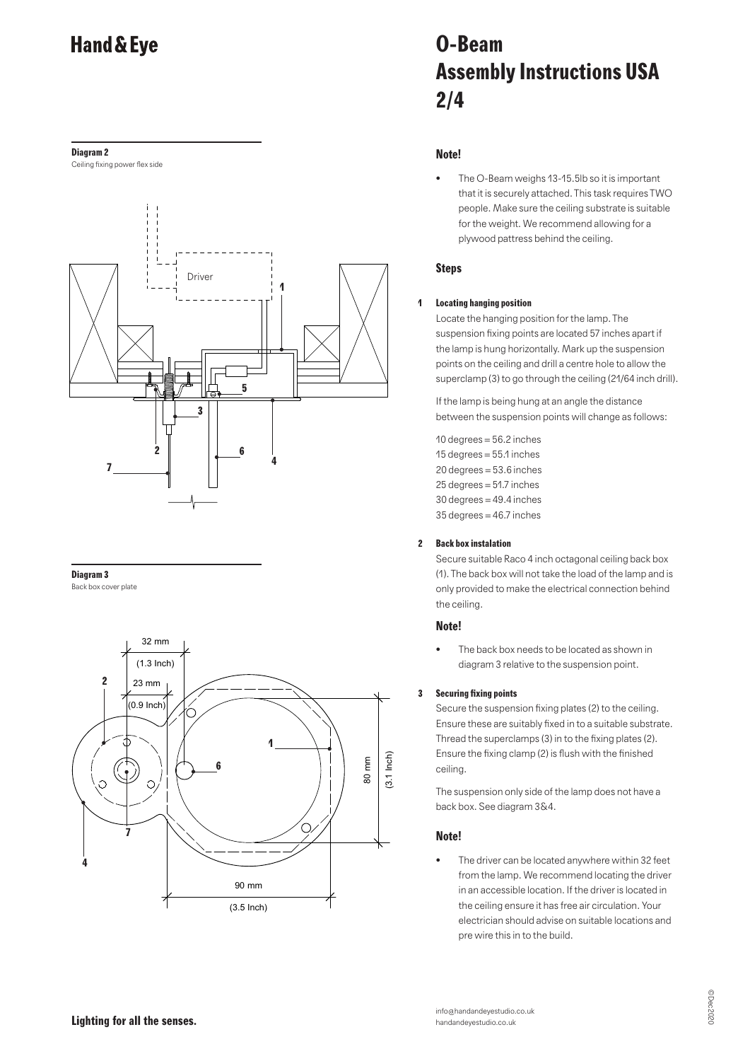# Hand & Eye

# O-Beam Assembly Instructions USA 2/4

**Diagram 2**

Ceiling fixing power flex side

**Diagram 3**

Back box cover plate

### Note!

- The O-Beam weighs 13-15.5lb so it is important that it is securely attached. This task requires TWO people. Make sure the ceiling substrate is suitable for the weight. We recommend allowing for a plywood pattress behind the ceiling.

### Steps

**1 Locating hanging position**

Locate the hanging position for the lamp. The suspension fixing points are located 57 inches apart if the lamp is hung horizontally. Mark up the suspension points on the ceiling and drill a centre hole to allow the superclamp (3) to go through the ceiling (21/64 inch drill).

If the lamp is being hung at an angle the distance between the suspension points will change as follows:

10 degrees = 56.2 inches
15 degrees = 55.1 inches
20 degrees = 53.6 inches
25 degrees = 51.7 inches
30 degrees = 49.4 inches
35 degrees = 46.7 inches

**2 Back box instalation**

Secure suitable Raco 4 inch octagonal ceiling back box (1). The back box will not take the load of the lamp and is only provided to make the electrical connection behind the ceiling.

### Note!

- The back box needs to be located as shown in diagram 3 relative to the suspension point.

**3 Securing fixing points**

Secure the suspension fixing plates (2) to the ceiling. Ensure these are suitably fixed in to a suitable substrate. Thread the superclamps (3) in to the fixing plates (2). Ensure the fixing clamp (2) is flush with the finished ceiling.

The suspension only side of the lamp does not have a back box. See diagram 3&4.

### Note!

- The driver can be located anywhere within 32 feet from the lamp. We recommend locating the driver in an accessible location. If the driver is located in the ceiling ensure it has free air circulation. Your electrician should advise on suitable locations and pre wire this in to the build.

**Lighting for all the senses.**

info@handandeyestudio.co.uk
handandeyestudio.co.uk

©Dec 2020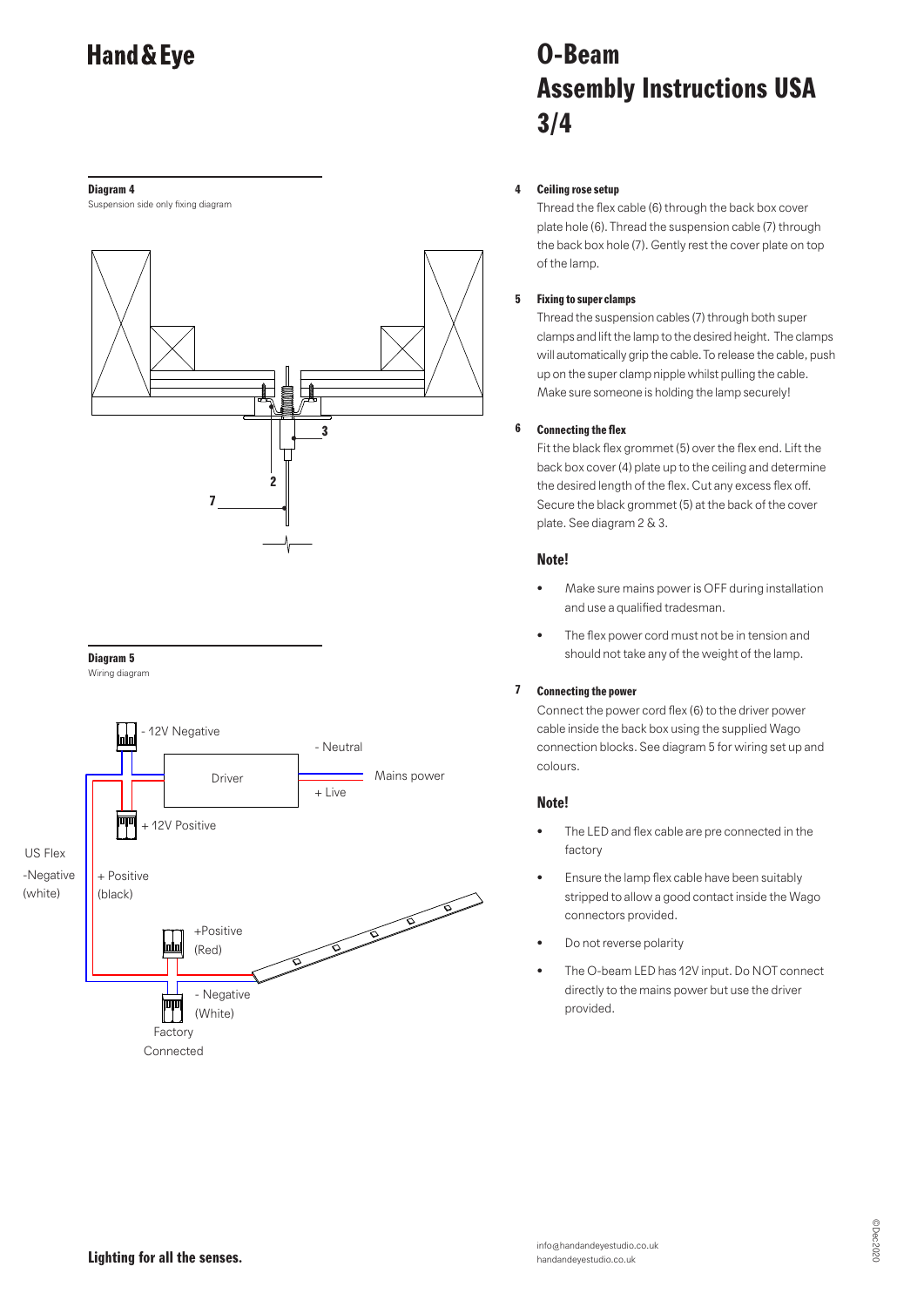Hand & Eye

# O-Beam Assembly Instructions USA 3/4

**Diagram 4**
Suspension side only fixing diagram

3

2

7

**Diagram 5**
Wiring diagram

- 12V Negative

- Neutral

Driver

Mains power

+ Live

+ 12V Positive

US Flex
-Negative (white)

+ Positive (black)

+Positive (Red)

- Negative (White)

Factory Connected

**4 Ceiling rose setup**

Thread the flex cable (6) through the back box cover plate hole (6). Thread the suspension cable (7) through the back box hole (7). Gently rest the cover plate on top of the lamp.

**5 Fixing to super clamps**

Thread the suspension cables (7) through both super clamps and lift the lamp to the desired height. The clamps will automatically grip the cable. To release the cable, push up on the super clamp nipple whilst pulling the cable. Make sure someone is holding the lamp securely!

**6 Connecting the flex**

Fit the black flex grommet (5) over the flex end. Lift the back box cover (4) plate up to the ceiling and determine the desired length of the flex. Cut any excess flex off. Secure the black grommet (5) at the back of the cover plate. See diagram 2 & 3.

### Note!

- Make sure mains power is OFF during installation and use a qualified tradesman.
- The flex power cord must not be in tension and should not take any of the weight of the lamp.

**7 Connecting the power**

Connect the power cord flex (6) to the driver power cable inside the back box using the supplied Wago connection blocks. See diagram 5 for wiring set up and colours.

### Note!

- The LED and flex cable are pre connected in the factory
- Ensure the lamp flex cable have been suitably stripped to allow a good contact inside the Wago connectors provided.
- Do not reverse polarity
- The O-beam LED has 12V input. Do NOT connect directly to the mains power but use the driver provided.

**Lighting for all the senses.**

info@handandeyestudio.co.uk
handandeyestudio.co.uk

©Dec2020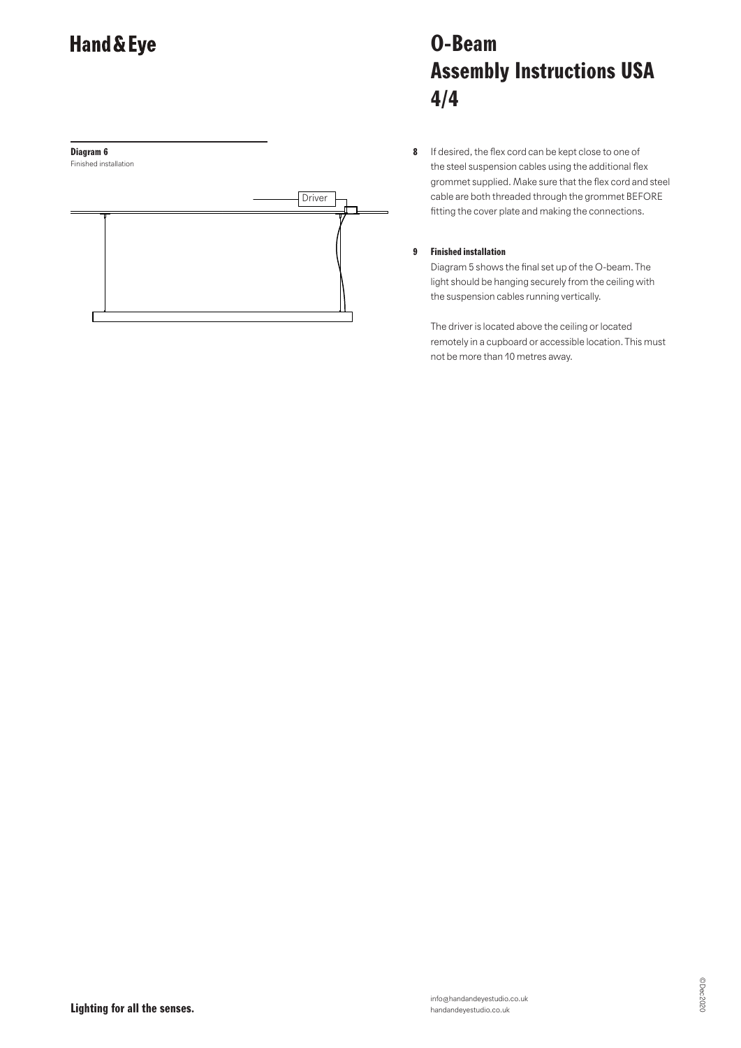# Hand & Eye

# O-Beam Assembly Instructions USA 4/4

**Diagram 6**
Finished installation

Driver

**8** If desired, the flex cord can be kept close to one of the steel suspension cables using the additional flex grommet supplied. Make sure that the flex cord and steel cable are both threaded through the grommet BEFORE fitting the cover plate and making the connections.

**9** **Finished installation**

Diagram 5 shows the final set up of the O-beam. The light should be hanging securely from the ceiling with the suspension cables running vertically.

The driver is located above the ceiling or located remotely in a cupboard or accessible location. This must not be more than 10 metres away.

**Lighting for all the senses.**

info@handandeyestudio.co.uk
handandeyestudio.co.uk

©Dec2020